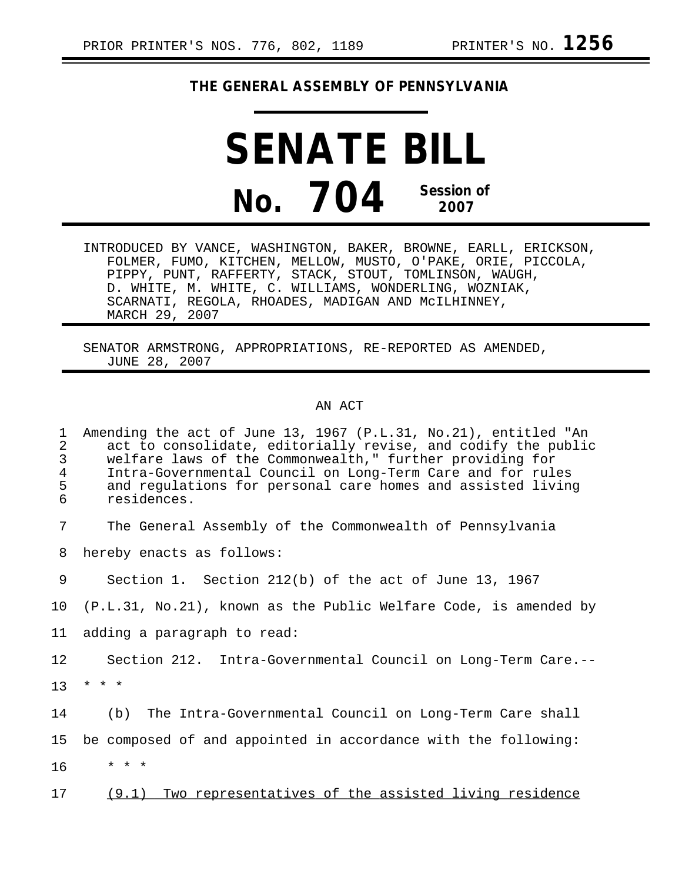PRIOR PRINTER'S NOS. 776, 802, 1189 PRINTER'S NO. **1256**

**THE GENERAL ASSEMBLY OF PENNSYLVANIA**

# SENATE BILL

# No. 704 Session of 2007

INTRODUCED BY VANCE, WASHINGTON, BAKER, BROWNE, EARLL, ERICKSON, FOLMER, FUMO, KITCHEN, MELLOW, MUSTO, O'PAKE, ORIE, PICCOLA, PIPPY, PUNT, RAFFERTY, STACK, STOUT, TOMLINSON, WAUGH, D. WHITE, M. WHITE, C. WILLIAMS, WONDERLING, WOZNIAK, SCARNATI, REGOLA, RHOADES, MADIGAN AND McILHINNEY, MARCH 29, 2007

SENATOR ARMSTRONG, APPROPRIATIONS, RE-REPORTED AS AMENDED, JUNE 28, 2007

AN ACT

1 Amending the act of June 13, 1967 (P.L.31, No.21), entitled "An
2 act to consolidate, editorially revise, and codify the public
3 welfare laws of the Commonwealth," further providing for
4 Intra-Governmental Council on Long-Term Care and for rules
5 and regulations for personal care homes and assisted living
6 residences.

7 The General Assembly of the Commonwealth of Pennsylvania
8 hereby enacts as follows:

9 Section 1. Section 212(b) of the act of June 13, 1967
10 (P.L.31, No.21), known as the Public Welfare Code, is amended by
11 adding a paragraph to read:

12 Section 212. Intra-Governmental Council on Long-Term Care.--
13 * * *

14 (b) The Intra-Governmental Council on Long-Term Care shall
15 be composed of and appointed in accordance with the following:

16 * * *

17 <u>(9.1) Two representatives of the assisted living residence</u>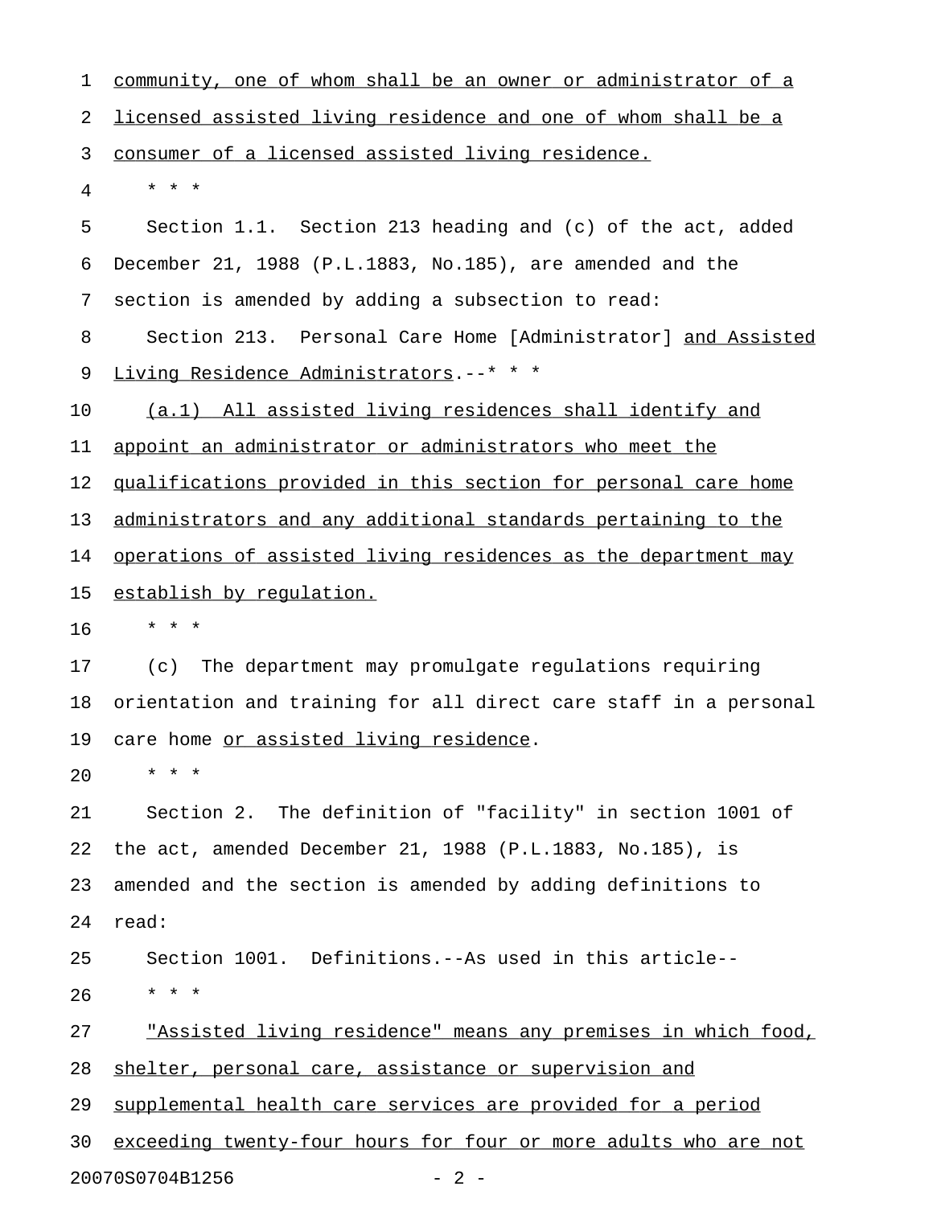community, one of whom shall be an owner or administrator of a licensed assisted living residence and one of whom shall be a consumer of a licensed assisted living residence.

\* \* \*

Section 1.1. Section 213 heading and (c) of the act, added December 21, 1988 (P.L.1883, No.185), are amended and the section is amended by adding a subsection to read:

Section 213. Personal Care Home [Administrator] and Assisted Living Residence Administrators.--\* \* \*

(a.1) All assisted living residences shall identify and appoint an administrator or administrators who meet the qualifications provided in this section for personal care home administrators and any additional standards pertaining to the operations of assisted living residences as the department may establish by regulation.

\* \* \*

(c) The department may promulgate regulations requiring orientation and training for all direct care staff in a personal care home or assisted living residence.

\* \* \*

Section 2. The definition of "facility" in section 1001 of the act, amended December 21, 1988 (P.L.1883, No.185), is amended and the section is amended by adding definitions to read:

Section 1001. Definitions.--As used in this article--

\* \* \*

"Assisted living residence" means any premises in which food, shelter, personal care, assistance or supervision and supplemental health care services are provided for a period exceeding twenty-four hours for four or more adults who are not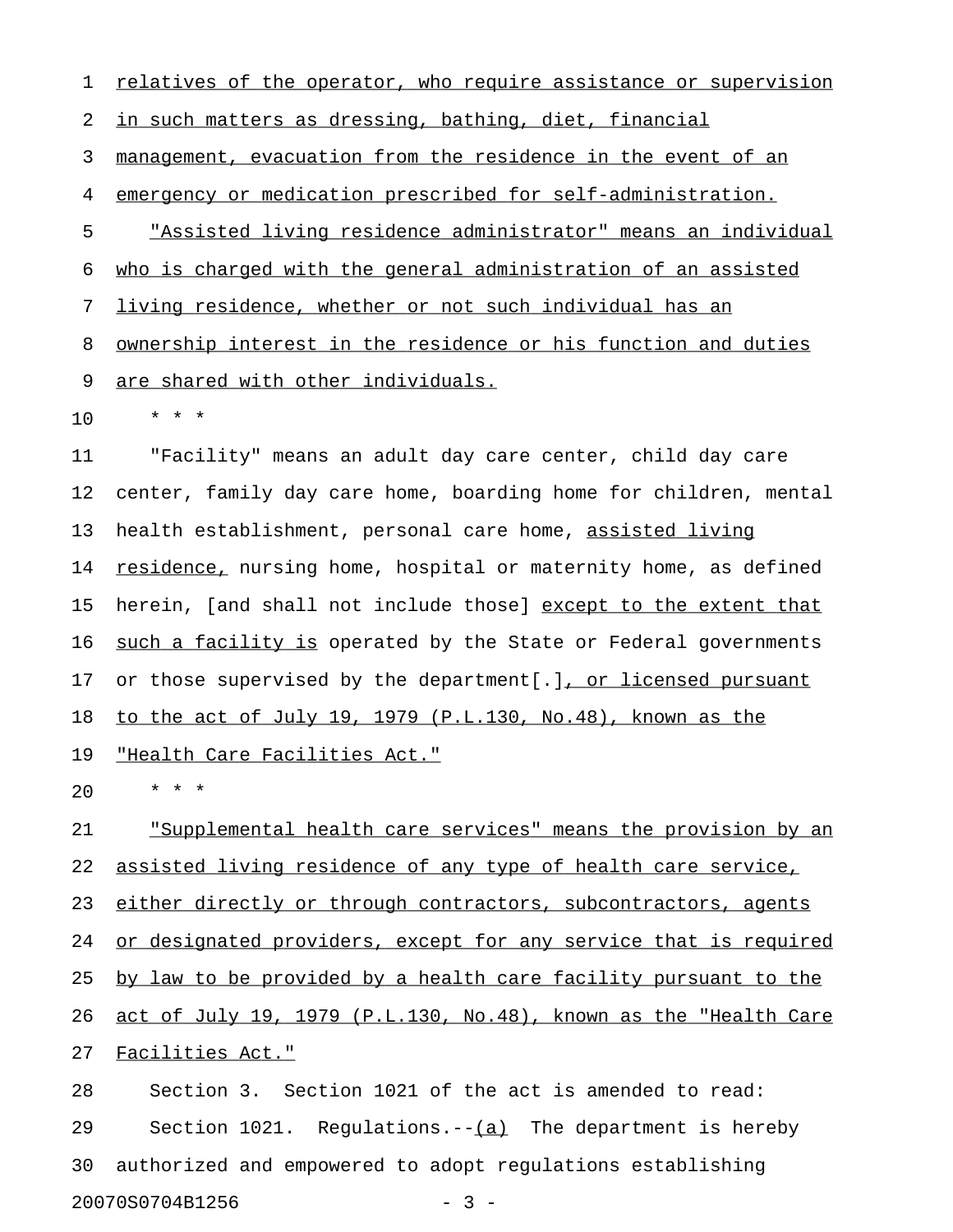relatives of the operator, who require assistance or supervision in such matters as dressing, bathing, diet, financial management, evacuation from the residence in the event of an emergency or medication prescribed for self-administration.

"Assisted living residence administrator" means an individual who is charged with the general administration of an assisted living residence, whether or not such individual has an ownership interest in the residence or his function and duties are shared with other individuals.

\* \* \*

"Facility" means an adult day care center, child day care center, family day care home, boarding home for children, mental health establishment, personal care home, assisted living residence, nursing home, hospital or maternity home, as defined herein, [and shall not include those] except to the extent that such a facility is operated by the State or Federal governments or those supervised by the department[.], or licensed pursuant to the act of July 19, 1979 (P.L.130, No.48), known as the "Health Care Facilities Act."

\* \* \*

"Supplemental health care services" means the provision by an assisted living residence of any type of health care service, either directly or through contractors, subcontractors, agents or designated providers, except for any service that is required by law to be provided by a health care facility pursuant to the act of July 19, 1979 (P.L.130, No.48), known as the "Health Care Facilities Act."

Section 3. Section 1021 of the act is amended to read:

Section 1021. Regulations.--(a) The department is hereby authorized and empowered to adopt regulations establishing

20070S0704B1256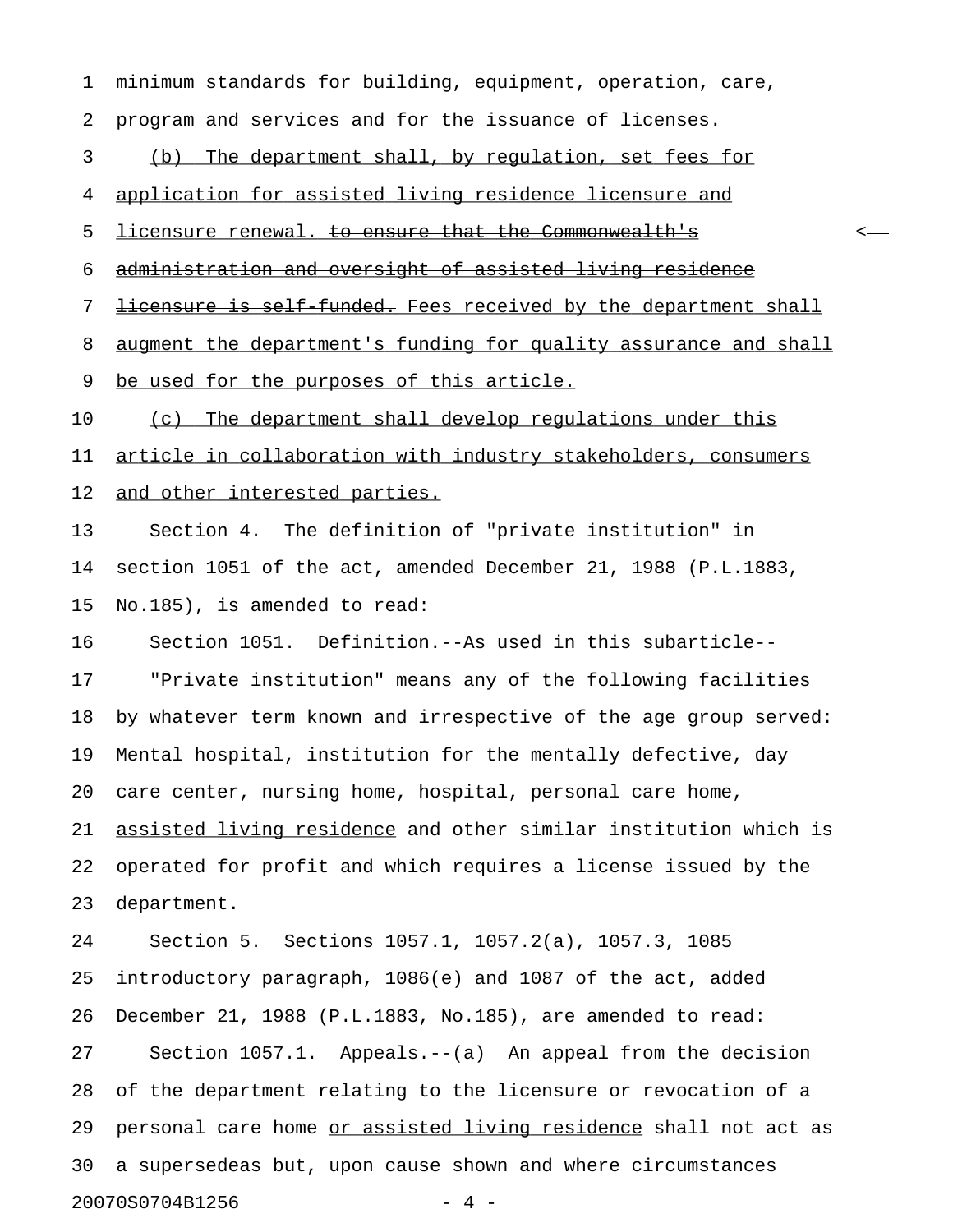minimum standards for building, equipment, operation, care, program and services and for the issuance of licenses.

(b) The department shall, by regulation, set fees for application for assisted living residence licensure and licensure renewal. ~~to ensure that the Commonwealth's administration and oversight of assisted living residence licensure is self-funded.~~ Fees received by the department shall augment the department's funding for quality assurance and shall be used for the purposes of this article.

(c) The department shall develop regulations under this article in collaboration with industry stakeholders, consumers and other interested parties.

Section 4. The definition of "private institution" in section 1051 of the act, amended December 21, 1988 (P.L.1883, No.185), is amended to read:

Section 1051. Definition.--As used in this subarticle--

"Private institution" means any of the following facilities by whatever term known and irrespective of the age group served: Mental hospital, institution for the mentally defective, day care center, nursing home, hospital, personal care home, assisted living residence and other similar institution which is operated for profit and which requires a license issued by the department.

Section 5. Sections 1057.1, 1057.2(a), 1057.3, 1085 introductory paragraph, 1086(e) and 1087 of the act, added December 21, 1988 (P.L.1883, No.185), are amended to read:

Section 1057.1. Appeals.--(a) An appeal from the decision of the department relating to the licensure or revocation of a personal care home or assisted living residence shall not act as a supersedeas but, upon cause shown and where circumstances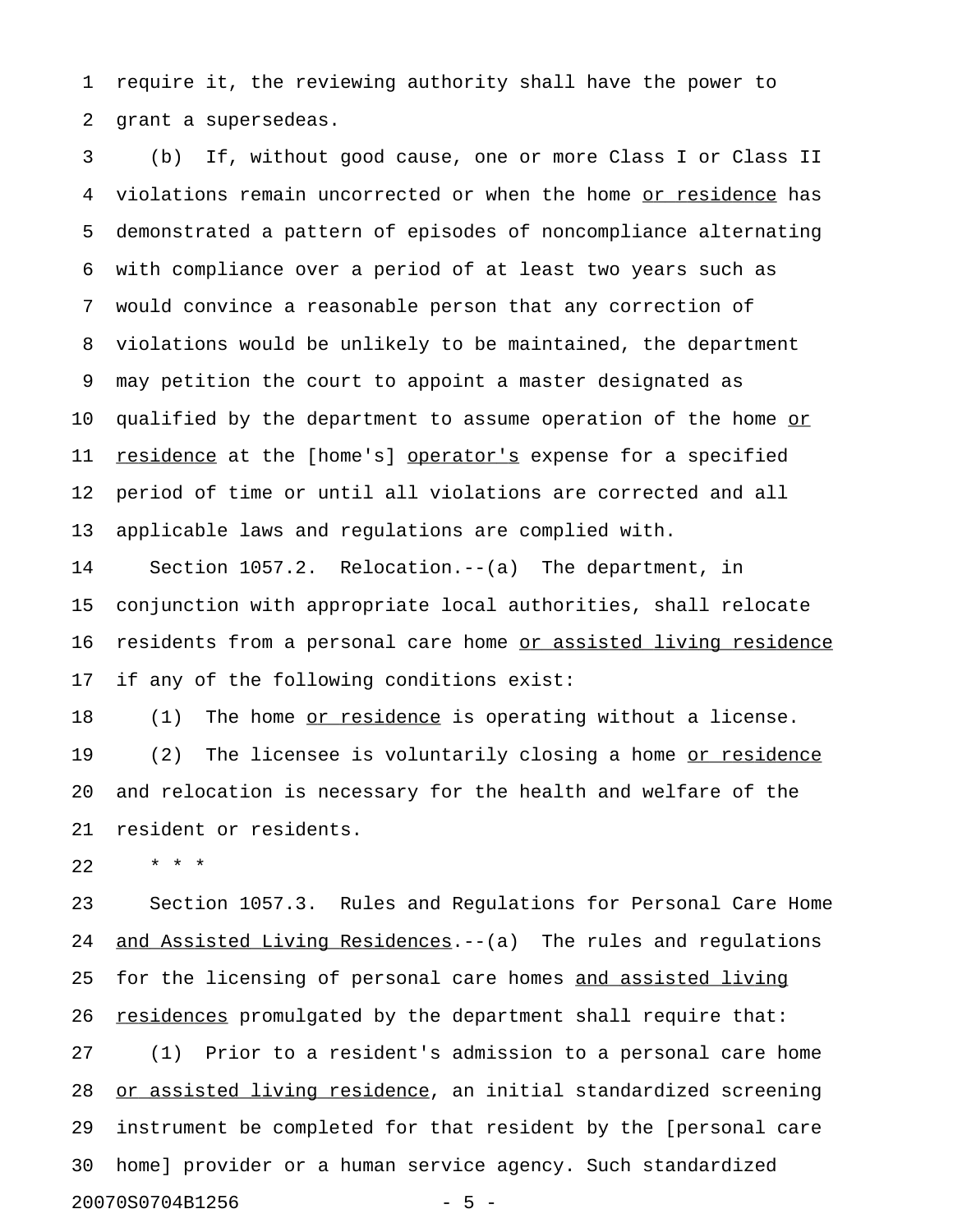require it, the reviewing authority shall have the power to grant a supersedeas.

(b) If, without good cause, one or more Class I or Class II violations remain uncorrected or when the home <u>or residence</u> has demonstrated a pattern of episodes of noncompliance alternating with compliance over a period of at least two years such as would convince a reasonable person that any correction of violations would be unlikely to be maintained, the department may petition the court to appoint a master designated as qualified by the department to assume operation of the home <u>or residence</u> at the [home's] <u>operator's</u> expense for a specified period of time or until all violations are corrected and all applicable laws and regulations are complied with.

Section 1057.2. Relocation.--(a) The department, in conjunction with appropriate local authorities, shall relocate residents from a personal care home <u>or assisted living residence</u> if any of the following conditions exist:

(1) The home <u>or residence</u> is operating without a license.

(2) The licensee is voluntarily closing a home <u>or residence</u> and relocation is necessary for the health and welfare of the resident or residents.

* * *

Section 1057.3. Rules and Regulations for Personal Care Home <u>and Assisted Living Residences</u>.--(a) The rules and regulations for the licensing of personal care homes <u>and assisted living residences</u> promulgated by the department shall require that:

(1) Prior to a resident's admission to a personal care home <u>or assisted living residence</u>, an initial standardized screening instrument be completed for that resident by the [personal care home] provider or a human service agency. Such standardized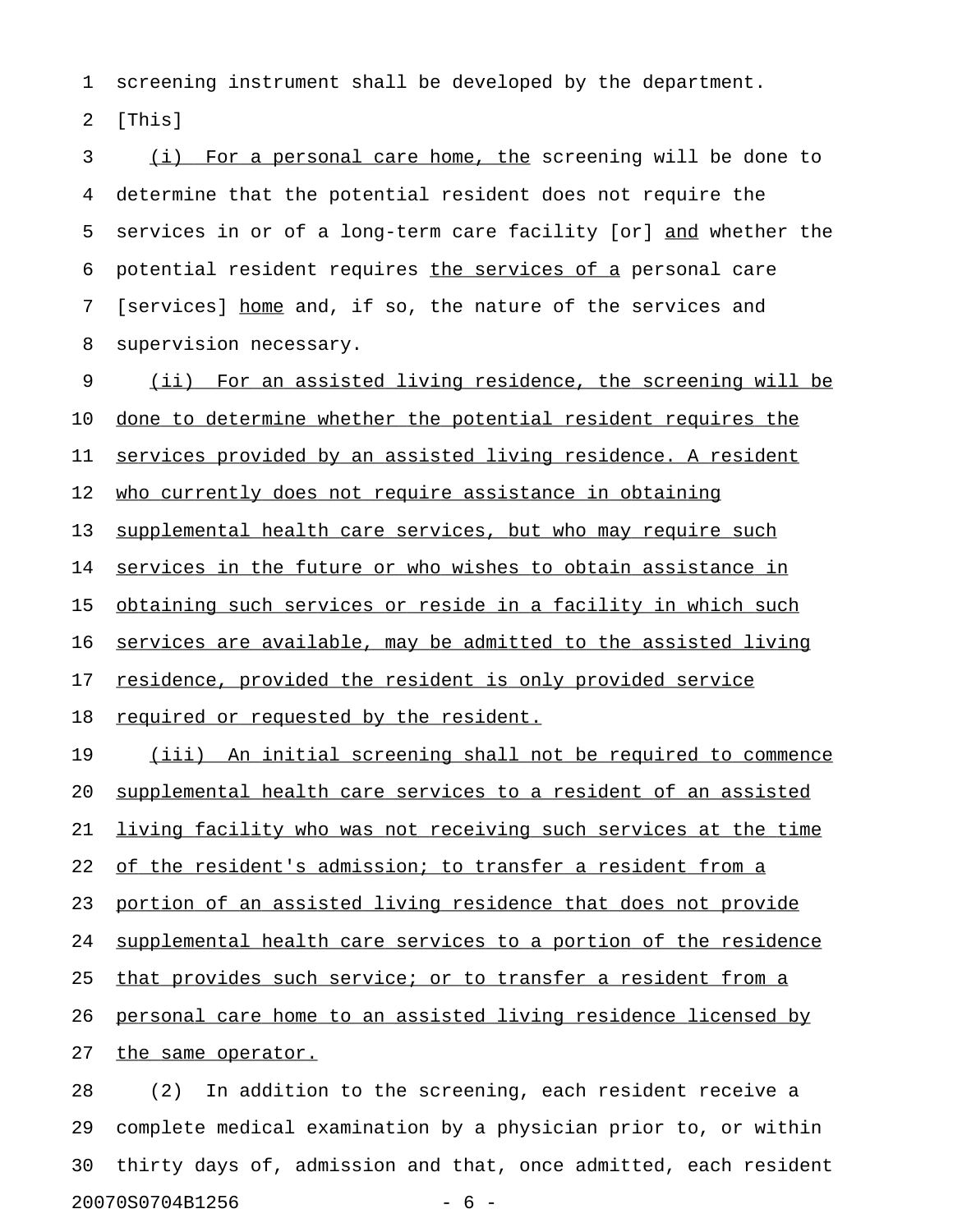screening instrument shall be developed by the department.
[This]

(i) For a personal care home, the screening will be done to determine that the potential resident does not require the services in or of a long-term care facility [or] and whether the potential resident requires the services of a personal care [services] home and, if so, the nature of the services and supervision necessary.

(ii) For an assisted living residence, the screening will be done to determine whether the potential resident requires the services provided by an assisted living residence. A resident who currently does not require assistance in obtaining supplemental health care services, but who may require such services in the future or who wishes to obtain assistance in obtaining such services or reside in a facility in which such services are available, may be admitted to the assisted living residence, provided the resident is only provided service required or requested by the resident.

(iii) An initial screening shall not be required to commence supplemental health care services to a resident of an assisted living facility who was not receiving such services at the time of the resident's admission; to transfer a resident from a portion of an assisted living residence that does not provide supplemental health care services to a portion of the residence that provides such service; or to transfer a resident from a personal care home to an assisted living residence licensed by the same operator.

(2) In addition to the screening, each resident receive a complete medical examination by a physician prior to, or within thirty days of, admission and that, once admitted, each resident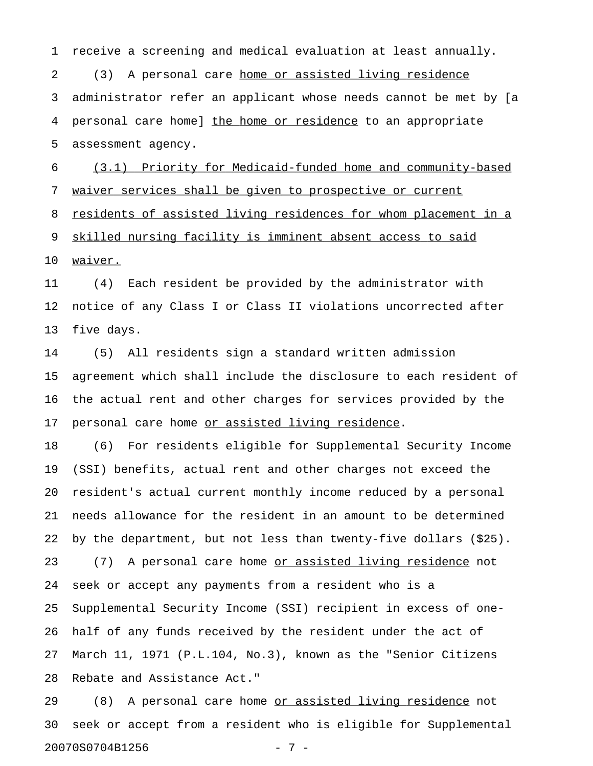receive a screening and medical evaluation at least annually.

(3) A personal care home or assisted living residence administrator refer an applicant whose needs cannot be met by [a personal care home] the home or residence to an appropriate assessment agency.

(3.1) Priority for Medicaid-funded home and community-based waiver services shall be given to prospective or current residents of assisted living residences for whom placement in a skilled nursing facility is imminent absent access to said waiver.

(4) Each resident be provided by the administrator with notice of any Class I or Class II violations uncorrected after five days.

(5) All residents sign a standard written admission agreement which shall include the disclosure to each resident of the actual rent and other charges for services provided by the personal care home or assisted living residence.

(6) For residents eligible for Supplemental Security Income (SSI) benefits, actual rent and other charges not exceed the resident's actual current monthly income reduced by a personal needs allowance for the resident in an amount to be determined by the department, but not less than twenty-five dollars ($25).

(7) A personal care home or assisted living residence not seek or accept any payments from a resident who is a Supplemental Security Income (SSI) recipient in excess of one-half of any funds received by the resident under the act of March 11, 1971 (P.L.104, No.3), known as the "Senior Citizens Rebate and Assistance Act."

(8) A personal care home or assisted living residence not seek or accept from a resident who is eligible for Supplemental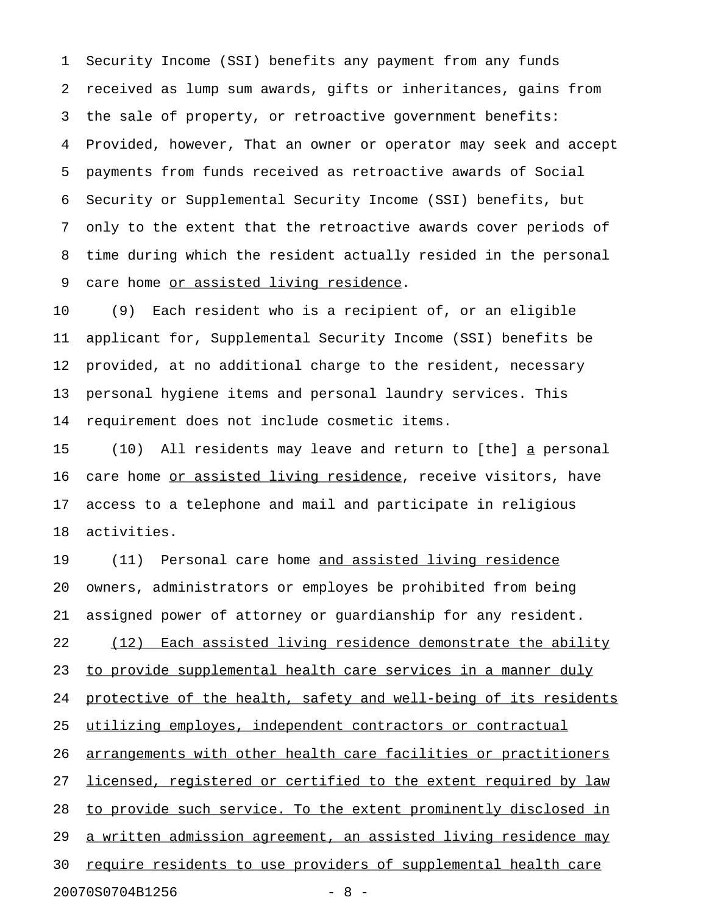Security Income (SSI) benefits any payment from any funds received as lump sum awards, gifts or inheritances, gains from the sale of property, or retroactive government benefits: Provided, however, That an owner or operator may seek and accept payments from funds received as retroactive awards of Social Security or Supplemental Security Income (SSI) benefits, but only to the extent that the retroactive awards cover periods of time during which the resident actually resided in the personal care home <u>or assisted living residence</u>.

(9) Each resident who is a recipient of, or an eligible applicant for, Supplemental Security Income (SSI) benefits be provided, at no additional charge to the resident, necessary personal hygiene items and personal laundry services. This requirement does not include cosmetic items.

(10) All residents may leave and return to [the] <u>a</u> personal care home <u>or assisted living residence</u>, receive visitors, have access to a telephone and mail and participate in religious activities.

(11) Personal care home <u>and assisted living residence</u> owners, administrators or employes be prohibited from being assigned power of attorney or guardianship for any resident.

<u>(12) Each assisted living residence demonstrate the ability to provide supplemental health care services in a manner duly protective of the health, safety and well-being of its residents utilizing employes, independent contractors or contractual arrangements with other health care facilities or practitioners licensed, registered or certified to the extent required by law to provide such service. To the extent prominently disclosed in a written admission agreement, an assisted living residence may require residents to use providers of supplemental health care</u>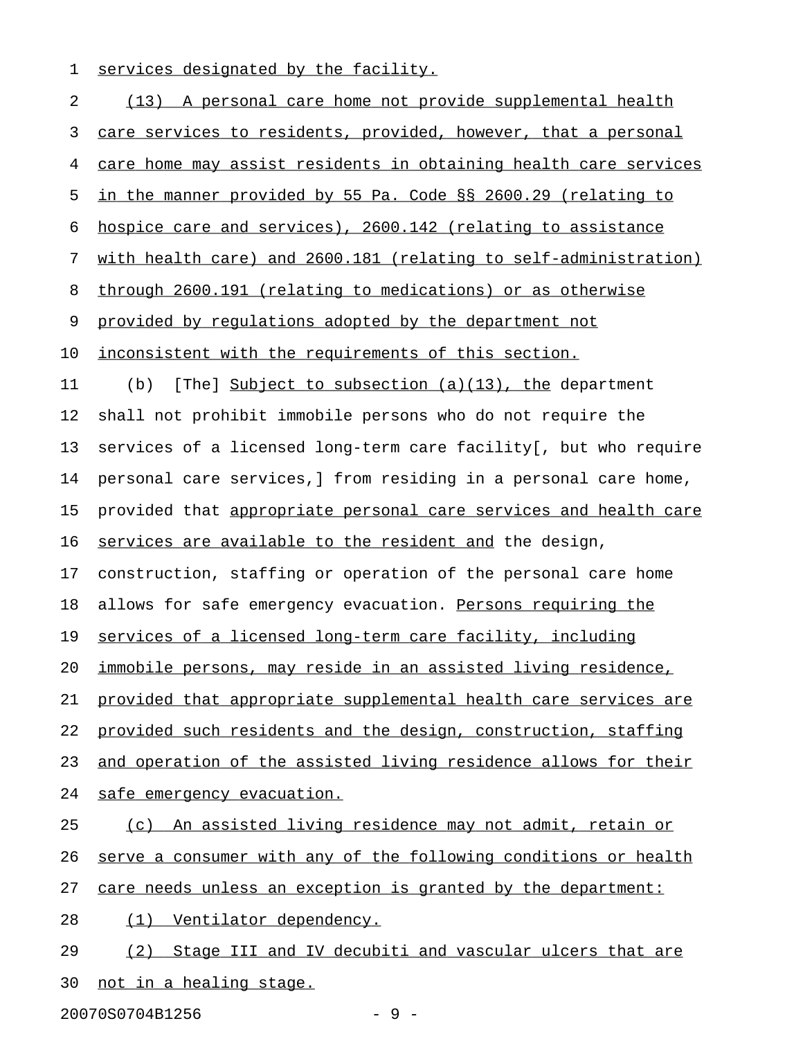services designated by the facility.

(13) A personal care home not provide supplemental health care services to residents, provided, however, that a personal care home may assist residents in obtaining health care services in the manner provided by 55 Pa. Code §§ 2600.29 (relating to hospice care and services), 2600.142 (relating to assistance with health care) and 2600.181 (relating to self-administration) through 2600.191 (relating to medications) or as otherwise provided by regulations adopted by the department not inconsistent with the requirements of this section.

(b) [The] Subject to subsection (a)(13), the department shall not prohibit immobile persons who do not require the services of a licensed long-term care facility[, but who require personal care services,] from residing in a personal care home, provided that appropriate personal care services and health care services are available to the resident and the design, construction, staffing or operation of the personal care home allows for safe emergency evacuation. Persons requiring the services of a licensed long-term care facility, including immobile persons, may reside in an assisted living residence, provided that appropriate supplemental health care services are provided such residents and the design, construction, staffing and operation of the assisted living residence allows for their safe emergency evacuation.

(c) An assisted living residence may not admit, retain or serve a consumer with any of the following conditions or health care needs unless an exception is granted by the department:

(1) Ventilator dependency.

(2) Stage III and IV decubiti and vascular ulcers that are not in a healing stage.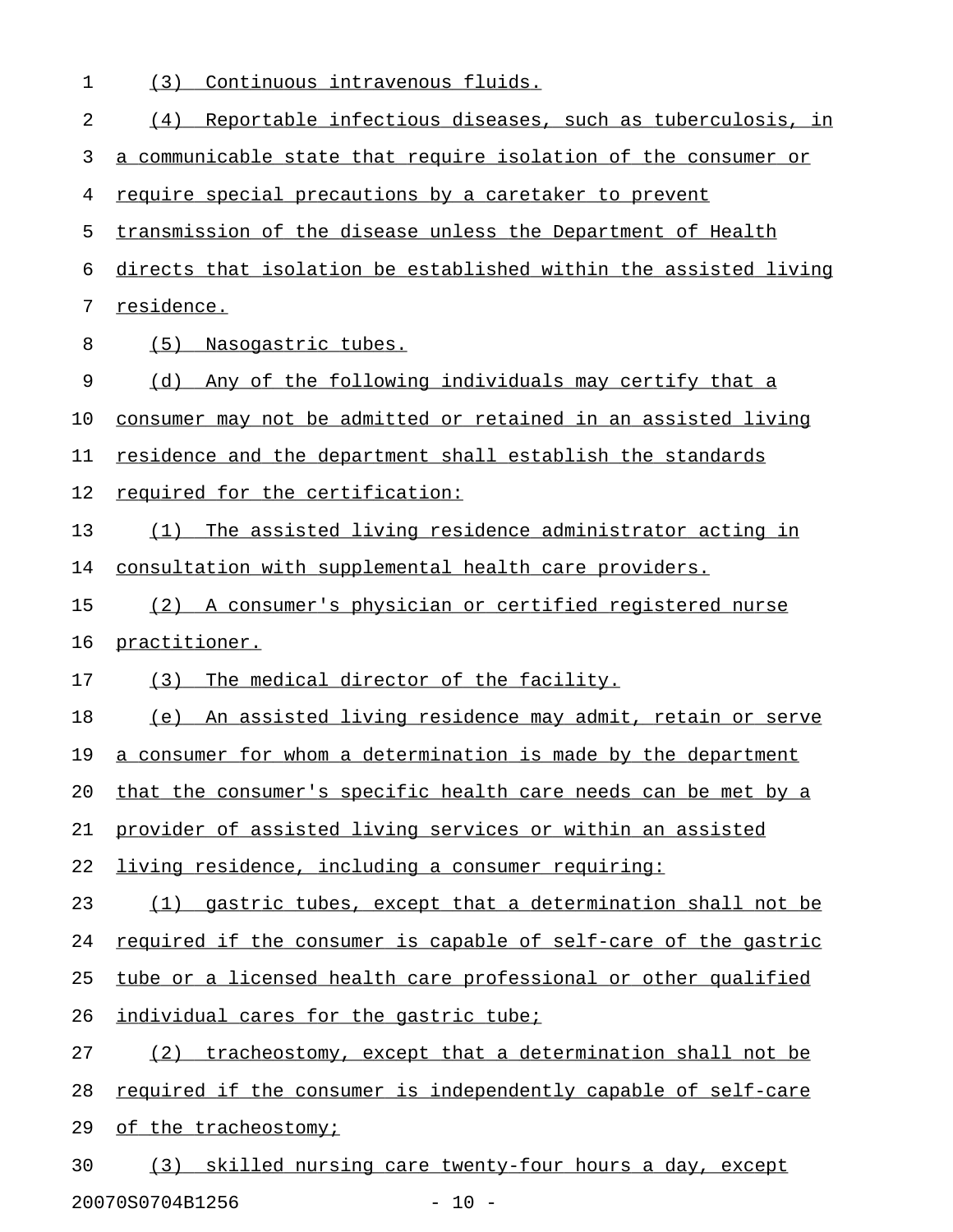(3) Continuous intravenous fluids.

(4) Reportable infectious diseases, such as tuberculosis, in a communicable state that require isolation of the consumer or require special precautions by a caretaker to prevent transmission of the disease unless the Department of Health directs that isolation be established within the assisted living residence.

(5) Nasogastric tubes.

(d) Any of the following individuals may certify that a consumer may not be admitted or retained in an assisted living residence and the department shall establish the standards required for the certification:

(1) The assisted living residence administrator acting in consultation with supplemental health care providers.

(2) A consumer's physician or certified registered nurse practitioner.

(3) The medical director of the facility.

(e) An assisted living residence may admit, retain or serve a consumer for whom a determination is made by the department that the consumer's specific health care needs can be met by a provider of assisted living services or within an assisted living residence, including a consumer requiring:

(1) gastric tubes, except that a determination shall not be required if the consumer is capable of self-care of the gastric tube or a licensed health care professional or other qualified individual cares for the gastric tube;

(2) tracheostomy, except that a determination shall not be required if the consumer is independently capable of self-care of the tracheostomy;

(3) skilled nursing care twenty-four hours a day, except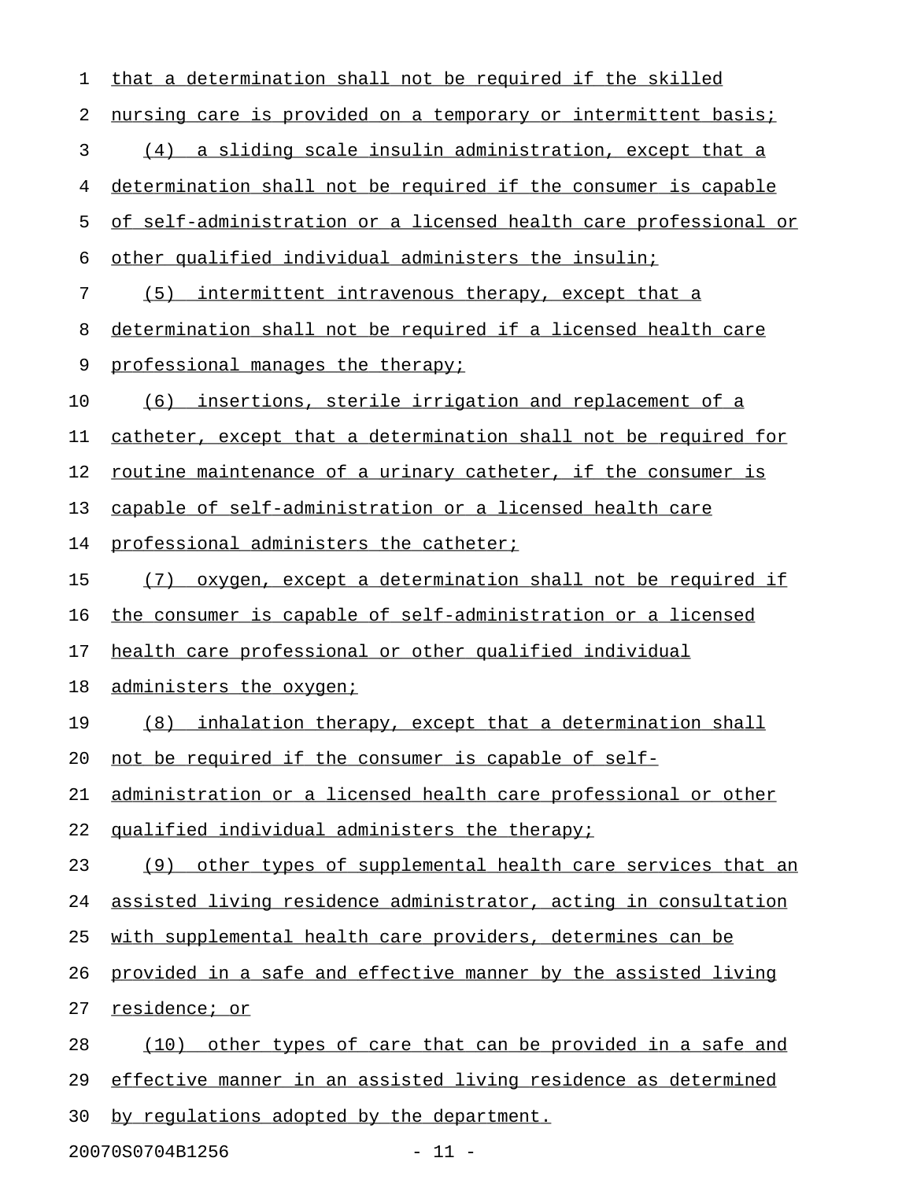that a determination shall not be required if the skilled nursing care is provided on a temporary or intermittent basis;

(4) a sliding scale insulin administration, except that a determination shall not be required if the consumer is capable of self-administration or a licensed health care professional or other qualified individual administers the insulin;

(5) intermittent intravenous therapy, except that a determination shall not be required if a licensed health care professional manages the therapy;

(6) insertions, sterile irrigation and replacement of a catheter, except that a determination shall not be required for routine maintenance of a urinary catheter, if the consumer is capable of self-administration or a licensed health care professional administers the catheter;

(7) oxygen, except a determination shall not be required if the consumer is capable of self-administration or a licensed health care professional or other qualified individual administers the oxygen;

(8) inhalation therapy, except that a determination shall not be required if the consumer is capable of self-administration or a licensed health care professional or other qualified individual administers the therapy;

(9) other types of supplemental health care services that an assisted living residence administrator, acting in consultation with supplemental health care providers, determines can be provided in a safe and effective manner by the assisted living residence; or

(10) other types of care that can be provided in a safe and effective manner in an assisted living residence as determined by regulations adopted by the department.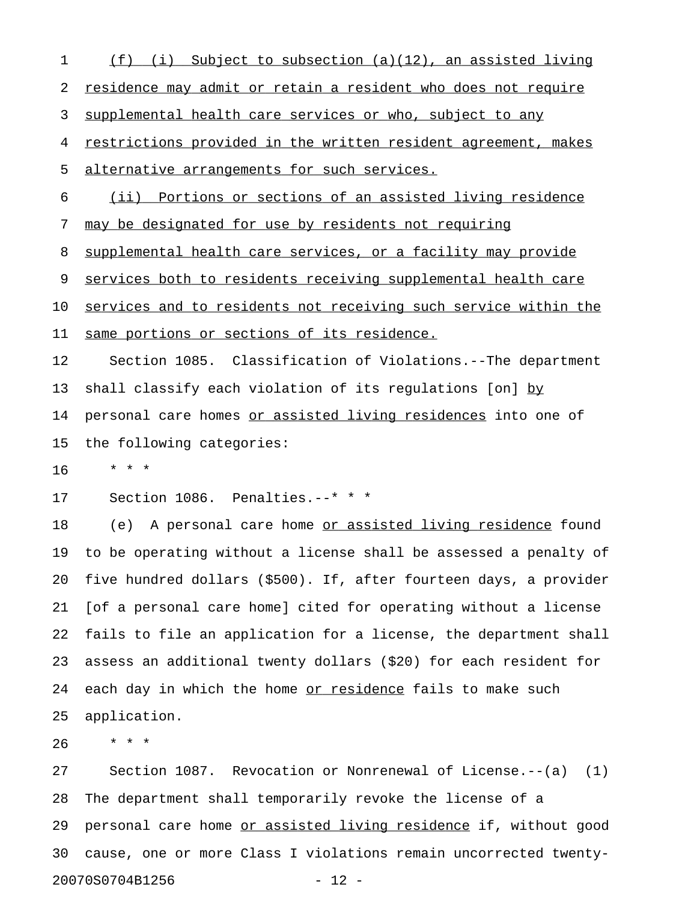(f) (i) Subject to subsection (a)(12), an assisted living residence may admit or retain a resident who does not require supplemental health care services or who, subject to any restrictions provided in the written resident agreement, makes alternative arrangements for such services.

(ii) Portions or sections of an assisted living residence may be designated for use by residents not requiring supplemental health care services, or a facility may provide services both to residents receiving supplemental health care services and to residents not receiving such service within the same portions or sections of its residence.

Section 1085. Classification of Violations.--The department shall classify each violation of its regulations [on] by personal care homes or assisted living residences into one of the following categories:

\* \* \*

Section 1086. Penalties.--\* \* \*

(e) A personal care home or assisted living residence found to be operating without a license shall be assessed a penalty of five hundred dollars ($500). If, after fourteen days, a provider [of a personal care home] cited for operating without a license fails to file an application for a license, the department shall assess an additional twenty dollars ($20) for each resident for each day in which the home or residence fails to make such application.

\* \* \*

Section 1087. Revocation or Nonrenewal of License.--(a) (1) The department shall temporarily revoke the license of a personal care home or assisted living residence if, without good cause, one or more Class I violations remain uncorrected twenty-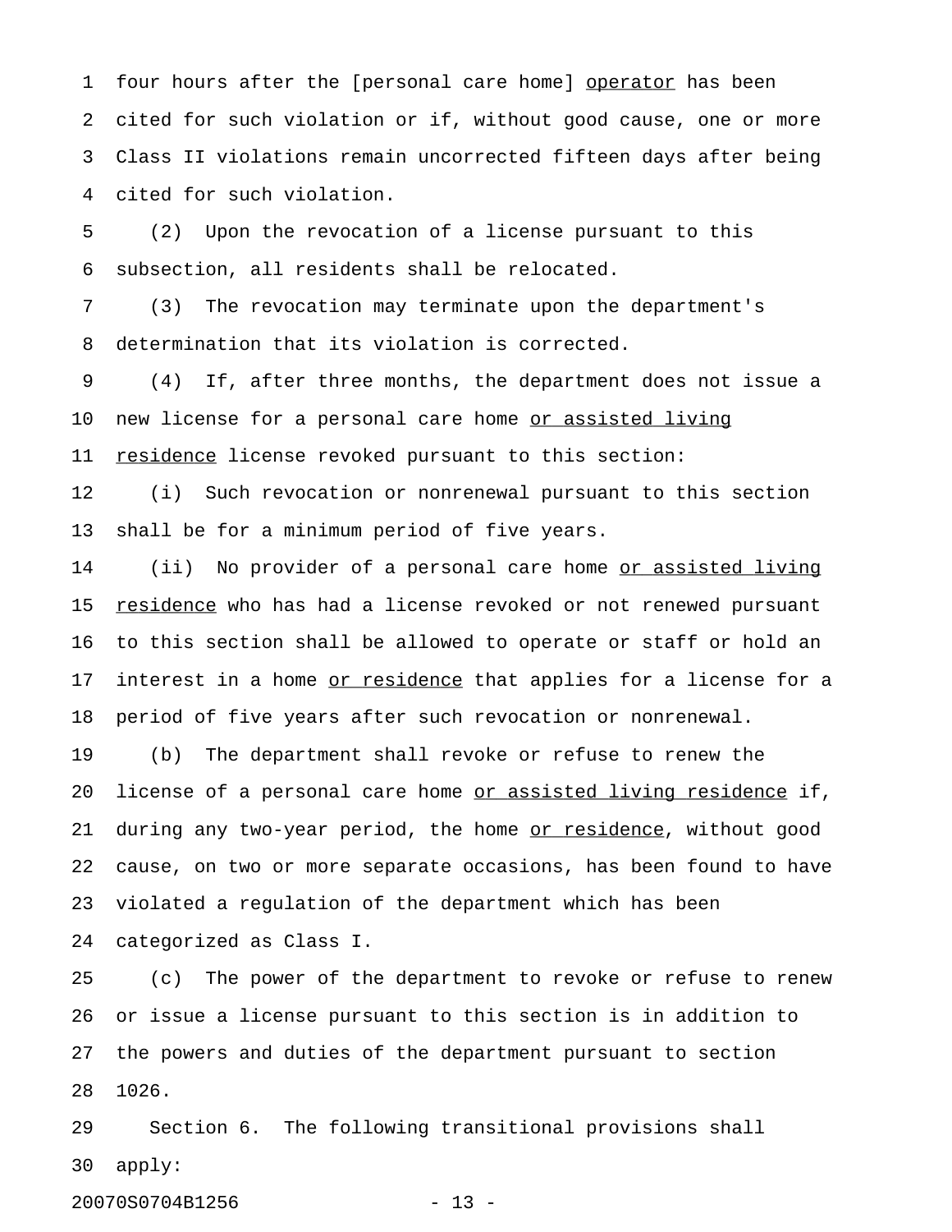four hours after the [personal care home] operator has been cited for such violation or if, without good cause, one or more Class II violations remain uncorrected fifteen days after being cited for such violation.

(2) Upon the revocation of a license pursuant to this subsection, all residents shall be relocated.

(3) The revocation may terminate upon the department's determination that its violation is corrected.

(4) If, after three months, the department does not issue a new license for a personal care home or assisted living residence license revoked pursuant to this section:

(i) Such revocation or nonrenewal pursuant to this section shall be for a minimum period of five years.

(ii) No provider of a personal care home or assisted living residence who has had a license revoked or not renewed pursuant to this section shall be allowed to operate or staff or hold an interest in a home or residence that applies for a license for a period of five years after such revocation or nonrenewal.

(b) The department shall revoke or refuse to renew the license of a personal care home or assisted living residence if, during any two-year period, the home or residence, without good cause, on two or more separate occasions, has been found to have violated a regulation of the department which has been categorized as Class I.

(c) The power of the department to revoke or refuse to renew or issue a license pursuant to this section is in addition to the powers and duties of the department pursuant to section 1026.

Section 6. The following transitional provisions shall apply: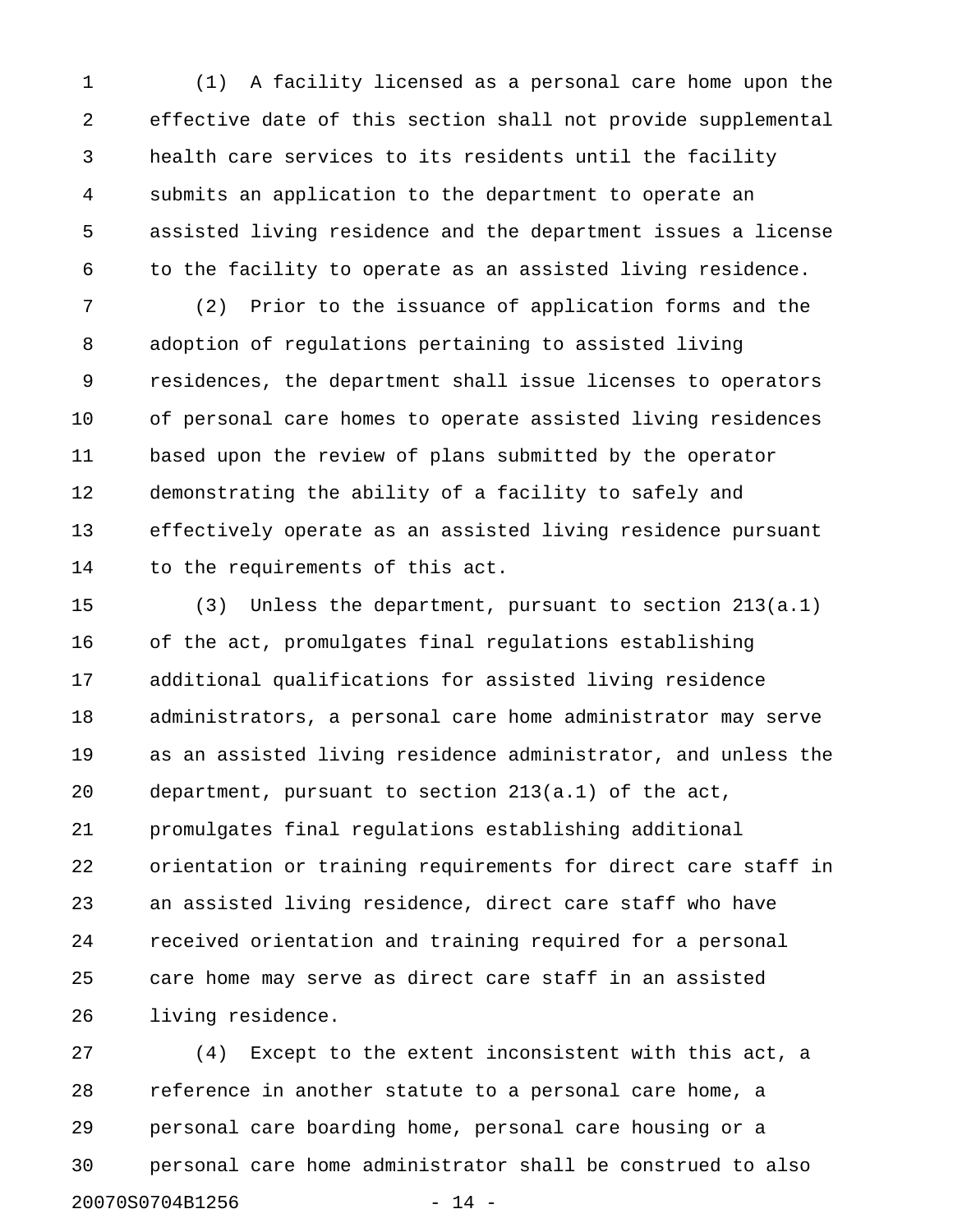(1) A facility licensed as a personal care home upon the effective date of this section shall not provide supplemental health care services to its residents until the facility submits an application to the department to operate an assisted living residence and the department issues a license to the facility to operate as an assisted living residence.

(2) Prior to the issuance of application forms and the adoption of regulations pertaining to assisted living residences, the department shall issue licenses to operators of personal care homes to operate assisted living residences based upon the review of plans submitted by the operator demonstrating the ability of a facility to safely and effectively operate as an assisted living residence pursuant to the requirements of this act.

(3) Unless the department, pursuant to section 213(a.1) of the act, promulgates final regulations establishing additional qualifications for assisted living residence administrators, a personal care home administrator may serve as an assisted living residence administrator, and unless the department, pursuant to section 213(a.1) of the act, promulgates final regulations establishing additional orientation or training requirements for direct care staff in an assisted living residence, direct care staff who have received orientation and training required for a personal care home may serve as direct care staff in an assisted living residence.

(4) Except to the extent inconsistent with this act, a reference in another statute to a personal care home, a personal care boarding home, personal care housing or a personal care home administrator shall be construed to also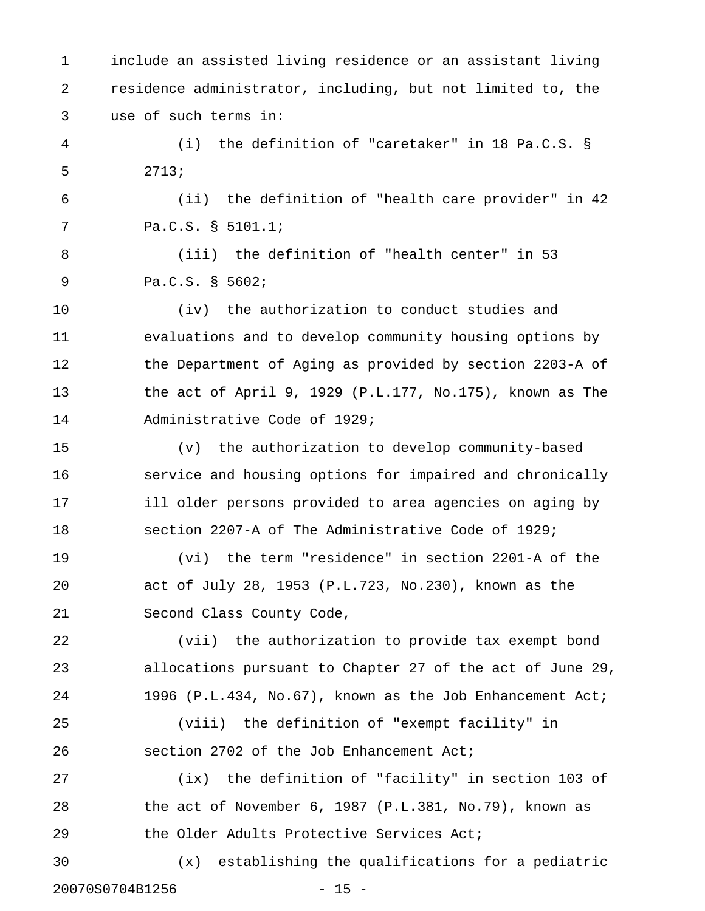include an assisted living residence or an assistant living residence administrator, including, but not limited to, the use of such terms in:

(i) the definition of "caretaker" in 18 Pa.C.S. § 2713;

(ii) the definition of "health care provider" in 42 Pa.C.S. § 5101.1;

(iii) the definition of "health center" in 53 Pa.C.S. § 5602;

(iv) the authorization to conduct studies and evaluations and to develop community housing options by the Department of Aging as provided by section 2203-A of the act of April 9, 1929 (P.L.177, No.175), known as The Administrative Code of 1929;

(v) the authorization to develop community-based service and housing options for impaired and chronically ill older persons provided to area agencies on aging by section 2207-A of The Administrative Code of 1929;

(vi) the term "residence" in section 2201-A of the act of July 28, 1953 (P.L.723, No.230), known as the Second Class County Code,

(vii) the authorization to provide tax exempt bond allocations pursuant to Chapter 27 of the act of June 29, 1996 (P.L.434, No.67), known as the Job Enhancement Act;

(viii) the definition of "exempt facility" in section 2702 of the Job Enhancement Act;

(ix) the definition of "facility" in section 103 of the act of November 6, 1987 (P.L.381, No.79), known as the Older Adults Protective Services Act;

(x) establishing the qualifications for a pediatric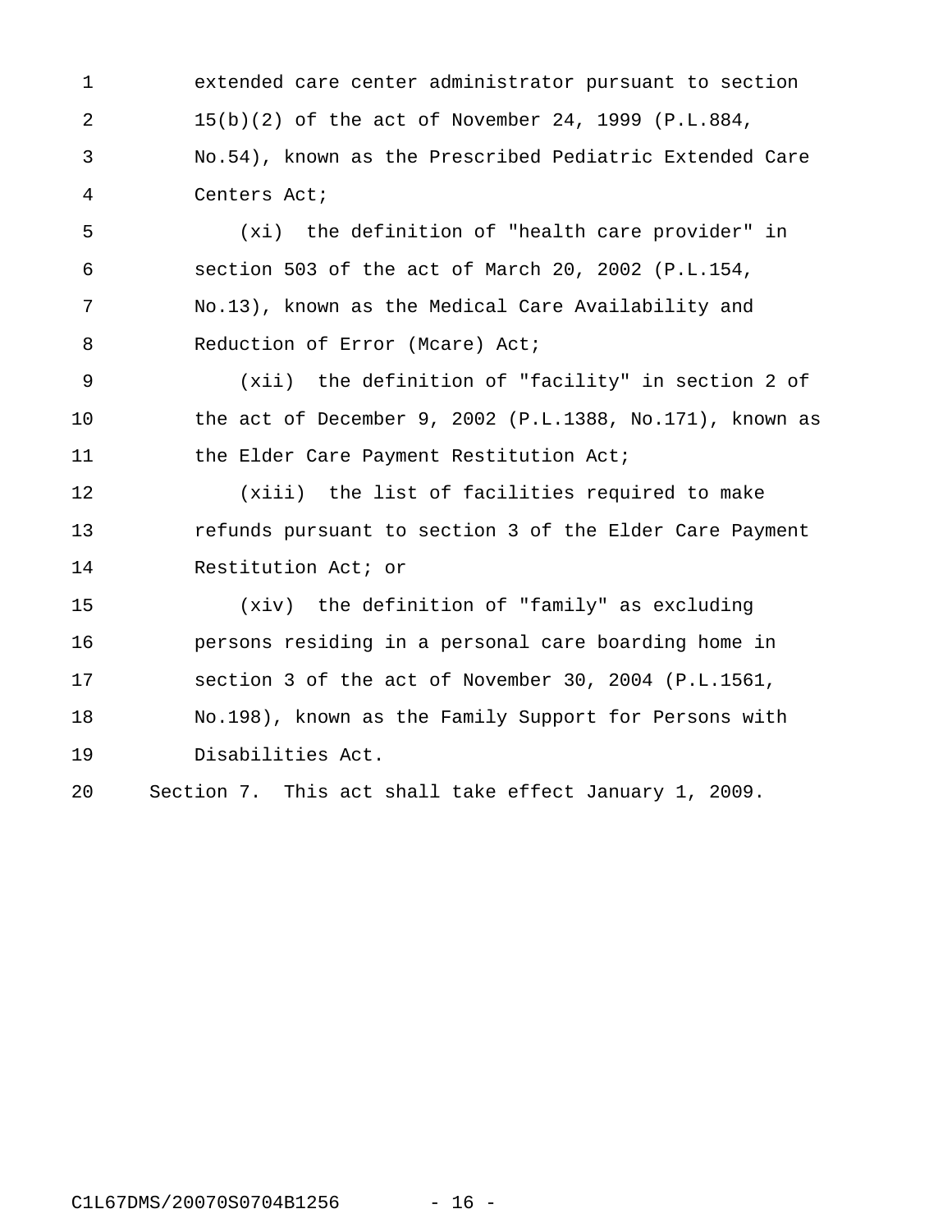extended care center administrator pursuant to section 15(b)(2) of the act of November 24, 1999 (P.L.884, No.54), known as the Prescribed Pediatric Extended Care Centers Act;

(xi) the definition of "health care provider" in section 503 of the act of March 20, 2002 (P.L.154, No.13), known as the Medical Care Availability and Reduction of Error (Mcare) Act;

(xii) the definition of "facility" in section 2 of the act of December 9, 2002 (P.L.1388, No.171), known as the Elder Care Payment Restitution Act;

(xiii) the list of facilities required to make refunds pursuant to section 3 of the Elder Care Payment Restitution Act; or

(xiv) the definition of "family" as excluding persons residing in a personal care boarding home in section 3 of the act of November 30, 2004 (P.L.1561, No.198), known as the Family Support for Persons with Disabilities Act.

Section 7. This act shall take effect January 1, 2009.